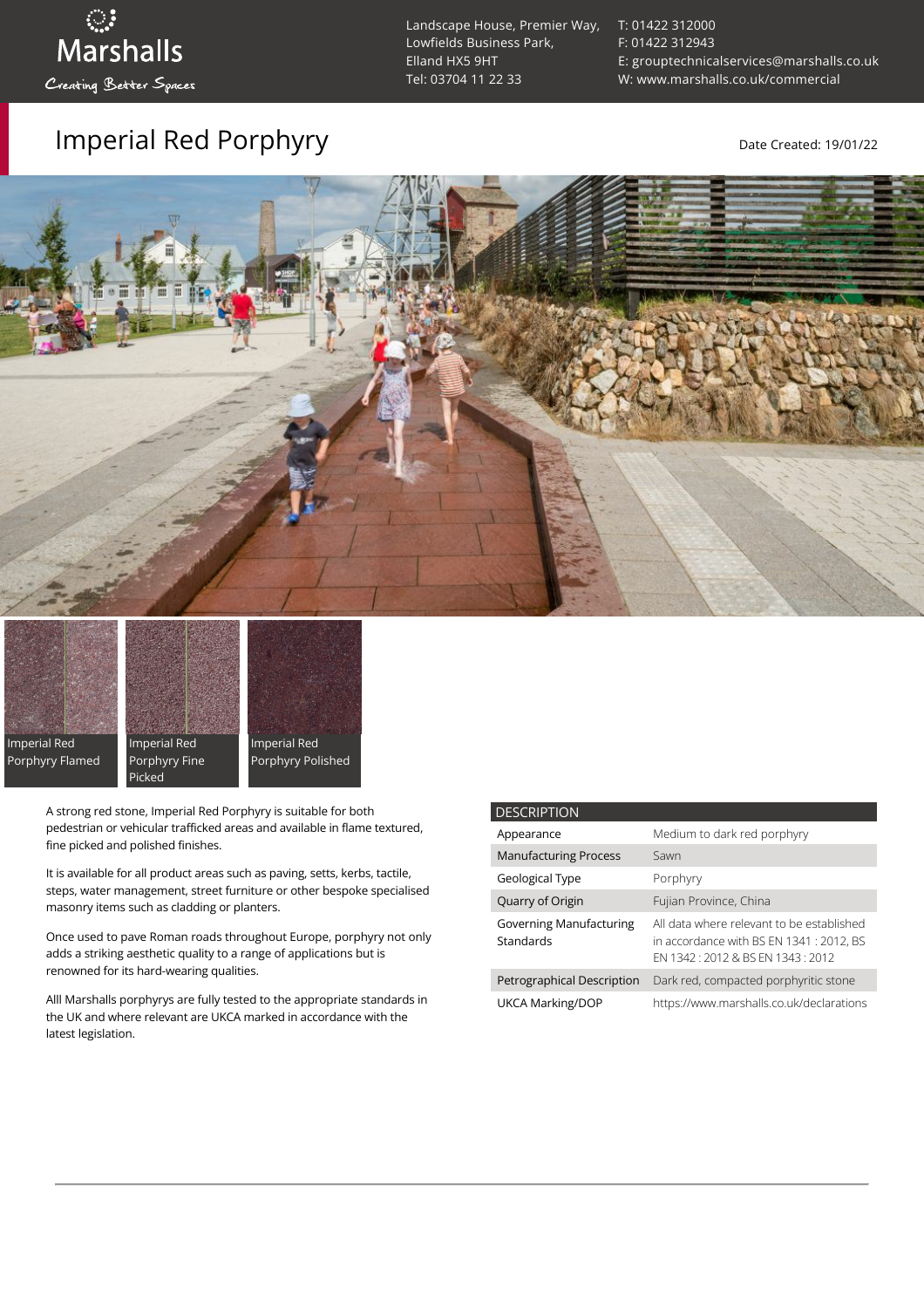Marshalls
Creating Better Spaces

Landscape House, Premier Way,
Lowfields Business Park,
Elland HX5 9HT
Tel: 03704 11 22 33

T: 01422 312000
F: 01422 312943
E: grouptechnicalservices@marshalls.co.uk
W: www.marshalls.co.uk/commercial

# Imperial Red Porphyry

Date Created: 19/01/22

Imperial Red Porphyry Flamed

Imperial Red Porphyry Fine Picked

Imperial Red Porphyry Polished

A strong red stone, Imperial Red Porphyry is suitable for both pedestrian or vehicular trafficked areas and available in flame textured, fine picked and polished finishes.

It is available for all product areas such as paving, setts, kerbs, tactile, steps, water management, street furniture or other bespoke specialised masonry items such as cladding or planters.

Once used to pave Roman roads throughout Europe, porphyry not only adds a striking aesthetic quality to a range of applications but is renowned for its hard-wearing qualities.

Alll Marshalls porphyrys are fully tested to the appropriate standards in the UK and where relevant are UKCA marked in accordance with the latest legislation.

| DESCRIPTION | |
|---|---|
| Appearance | Medium to dark red porphyry |
| Manufacturing Process | Sawn |
| Geological Type | Porphyry |
| Quarry of Origin | Fujian Province, China |
| Governing Manufacturing Standards | All data where relevant to be established in accordance with BS EN 1341 : 2012, BS EN 1342 : 2012 & BS EN 1343 : 2012 |
| Petrographical Description | Dark red, compacted porphyritic stone |
| UKCA Marking/DOP | https://www.marshalls.co.uk/declarations |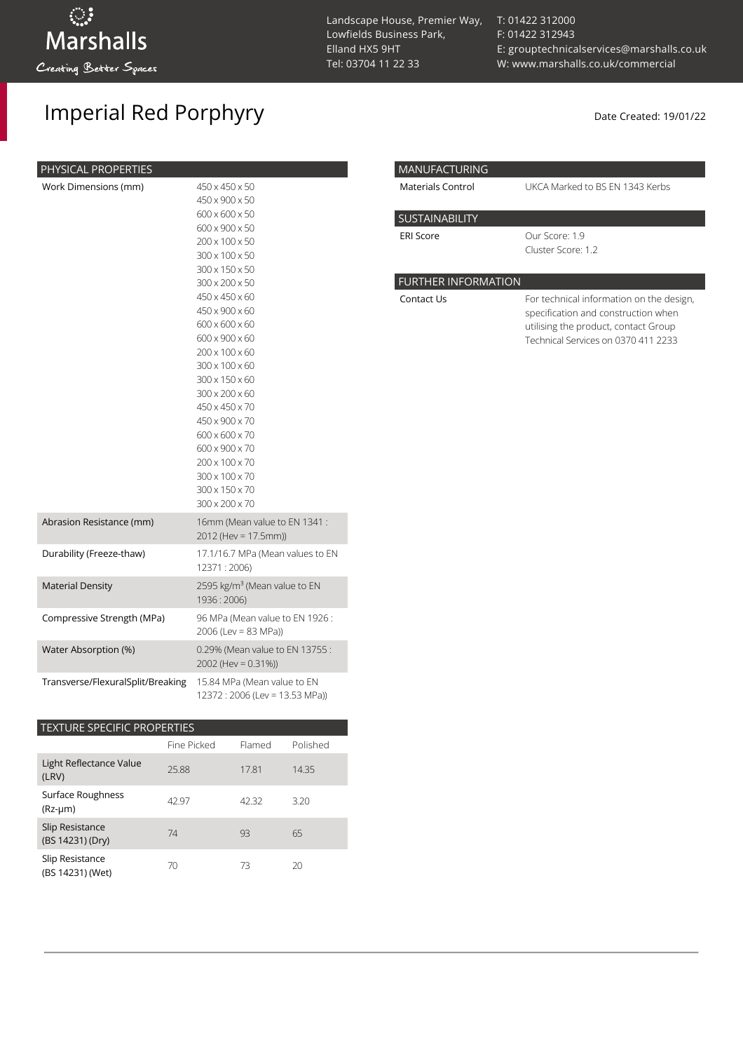# Imperial Red Porphyry

Date Created: 19/01/22

## PHYSICAL PROPERTIES

| Property | Value |
|---|---|
| Work Dimensions (mm) | 450 x 450 x 50<br>450 x 900 x 50<br>600 x 600 x 50<br>600 x 900 x 50<br>200 x 100 x 50<br>300 x 100 x 50<br>300 x 150 x 50<br>300 x 200 x 50<br>450 x 450 x 60<br>450 x 900 x 60<br>600 x 600 x 60<br>600 x 900 x 60<br>200 x 100 x 60<br>300 x 100 x 60<br>300 x 150 x 60<br>300 x 200 x 60<br>450 x 450 x 70<br>450 x 900 x 70<br>600 x 600 x 70<br>600 x 900 x 70<br>200 x 100 x 70<br>300 x 100 x 70<br>300 x 150 x 70<br>300 x 200 x 70 |
| Abrasion Resistance (mm) | 16mm (Mean value to EN 1341 : 2012 (Hev = 17.5mm)) |
| Durability (Freeze-thaw) | 17.1/16.7 MPa (Mean values to EN 12371 : 2006) |
| Material Density | 2595 kg/m³ (Mean value to EN 1936 : 2006) |
| Compressive Strength (MPa) | 96 MPa (Mean value to EN 1926 : 2006 (Lev = 83 MPa)) |
| Water Absorption (%) | 0.29% (Mean value to EN 13755 : 2002 (Hev = 0.31%)) |
| Transverse/FlexuralSplit/Breaking | 15.84 MPa (Mean value to EN 12372 : 2006 (Lev = 13.53 MPa)) |

## TEXTURE SPECIFIC PROPERTIES

| | Fine Picked | Flamed | Polished |
|---|---|---|---|
| Light Reflectance Value (LRV) | 25.88 | 17.81 | 14.35 |
| Surface Roughness (Rz-μm) | 42.97 | 42.32 | 3.20 |
| Slip Resistance (BS 14231) (Dry) | 74 | 93 | 65 |
| Slip Resistance (BS 14231) (Wet) | 70 | 73 | 20 |

## MANUFACTURING

| | |
|---|---|
| Materials Control | UKCA Marked to BS EN 1343 Kerbs |

## SUSTAINABILITY

| | |
|---|---|
| ERI Score | Our Score: 1.9<br>Cluster Score: 1.2 |

## FURTHER INFORMATION

| | |
|---|---|
| Contact Us | For technical information on the design, specification and construction when utilising the product, contact Group Technical Services on 0370 411 2233 |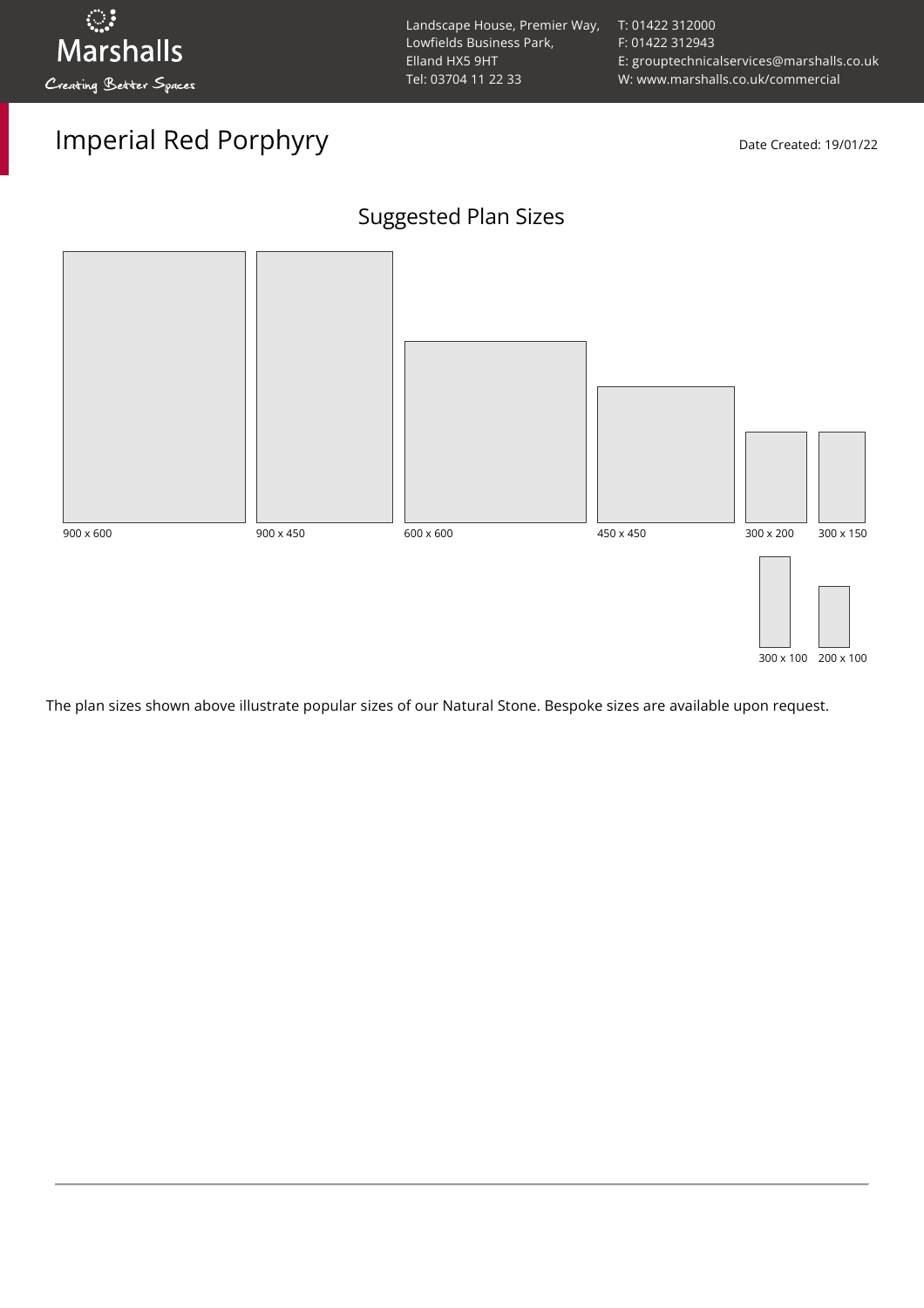# Imperial Red Porphyry

Date Created: 19/01/22

## Suggested Plan Sizes

900 x 600

900 x 450

600 x 600

450 x 450

300 x 200

300 x 150

300 x 100

200 x 100

The plan sizes shown above illustrate popular sizes of our Natural Stone. Bespoke sizes are available upon request.